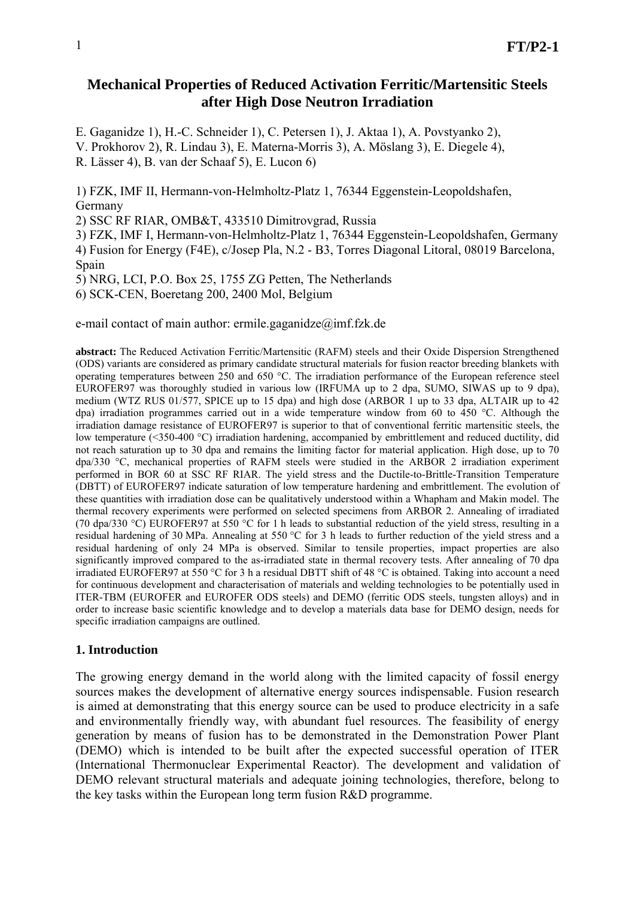# Mechanical Properties of Reduced Activation Ferritic/Martensitic Steels after High Dose Neutron Irradiation

E. Gaganidze 1), H.-C. Schneider 1), C. Petersen 1), J. Aktaa 1), A. Povstyanko 2), V. Prokhorov 2), R. Lindau 3), E. Materna-Morris 3), A. Möslang 3), E. Diegele 4), R. Lässer 4), B. van der Schaaf 5), E. Lucon 6)

1) FZK, IMF II, Hermann-von-Helmholtz-Platz 1, 76344 Eggenstein-Leopoldshafen, Germany
2) SSC RF RIAR, OMB&T, 433510 Dimitrovgrad, Russia
3) FZK, IMF I, Hermann-von-Helmholtz-Platz 1, 76344 Eggenstein-Leopoldshafen, Germany
4) Fusion for Energy (F4E), c/Josep Pla, N.2 - B3, Torres Diagonal Litoral, 08019 Barcelona, Spain
5) NRG, LCI, P.O. Box 25, 1755 ZG Petten, The Netherlands
6) SCK-CEN, Boeretang 200, 2400 Mol, Belgium

e-mail contact of main author: ermile.gaganidze@imf.fzk.de

**abstract:** The Reduced Activation Ferritic/Martensitic (RAFM) steels and their Oxide Dispersion Strengthened (ODS) variants are considered as primary candidate structural materials for fusion reactor breeding blankets with operating temperatures between 250 and 650 °C. The irradiation performance of the European reference steel EUROFER97 was thoroughly studied in various low (IRFUMA up to 2 dpa, SUMO, SIWAS up to 9 dpa), medium (WTZ RUS 01/577, SPICE up to 15 dpa) and high dose (ARBOR 1 up to 33 dpa, ALTAIR up to 42 dpa) irradiation programmes carried out in a wide temperature window from 60 to 450 °C. Although the irradiation damage resistance of EUROFER97 is superior to that of conventional ferritic martensitic steels, the low temperature (<350-400 °C) irradiation hardening, accompanied by embrittlement and reduced ductility, did not reach saturation up to 30 dpa and remains the limiting factor for material application. High dose, up to 70 dpa/330 °C, mechanical properties of RAFM steels were studied in the ARBOR 2 irradiation experiment performed in BOR 60 at SSC RF RIAR. The yield stress and the Ductile-to-Brittle-Transition Temperature (DBTT) of EUROFER97 indicate saturation of low temperature hardening and embrittlement. The evolution of these quantities with irradiation dose can be qualitatively understood within a Whapham and Makin model. The thermal recovery experiments were performed on selected specimens from ARBOR 2. Annealing of irradiated (70 dpa/330 °C) EUROFER97 at 550 °C for 1 h leads to substantial reduction of the yield stress, resulting in a residual hardening of 30 MPa. Annealing at 550 °C for 3 h leads to further reduction of the yield stress and a residual hardening of only 24 MPa is observed. Similar to tensile properties, impact properties are also significantly improved compared to the as-irradiated state in thermal recovery tests. After annealing of 70 dpa irradiated EUROFER97 at 550 °C for 3 h a residual DBTT shift of 48 °C is obtained. Taking into account a need for continuous development and characterisation of materials and welding technologies to be potentially used in ITER-TBM (EUROFER and EUROFER ODS steels) and DEMO (ferritic ODS steels, tungsten alloys) and in order to increase basic scientific knowledge and to develop a materials data base for DEMO design, needs for specific irradiation campaigns are outlined.

## 1. Introduction

The growing energy demand in the world along with the limited capacity of fossil energy sources makes the development of alternative energy sources indispensable. Fusion research is aimed at demonstrating that this energy source can be used to produce electricity in a safe and environmentally friendly way, with abundant fuel resources. The feasibility of energy generation by means of fusion has to be demonstrated in the Demonstration Power Plant (DEMO) which is intended to be built after the expected successful operation of ITER (International Thermonuclear Experimental Reactor). The development and validation of DEMO relevant structural materials and adequate joining technologies, therefore, belong to the key tasks within the European long term fusion R&D programme.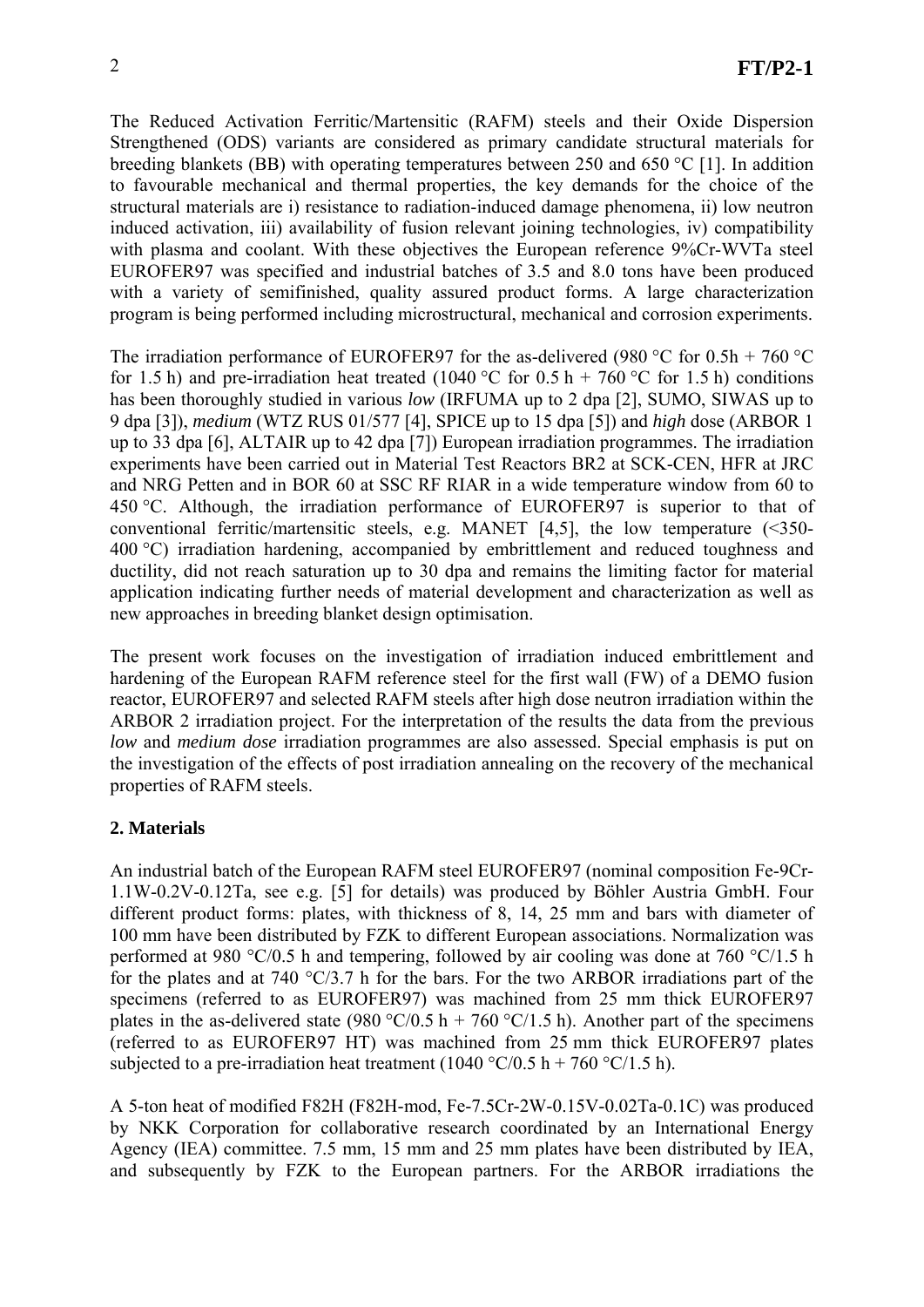The Reduced Activation Ferritic/Martensitic (RAFM) steels and their Oxide Dispersion Strengthened (ODS) variants are considered as primary candidate structural materials for breeding blankets (BB) with operating temperatures between 250 and 650 °C [1]. In addition to favourable mechanical and thermal properties, the key demands for the choice of the structural materials are i) resistance to radiation-induced damage phenomena, ii) low neutron induced activation, iii) availability of fusion relevant joining technologies, iv) compatibility with plasma and coolant. With these objectives the European reference 9%Cr-WVTa steel EUROFER97 was specified and industrial batches of 3.5 and 8.0 tons have been produced with a variety of semifinished, quality assured product forms. A large characterization program is being performed including microstructural, mechanical and corrosion experiments.

The irradiation performance of EUROFER97 for the as-delivered (980 °C for 0.5h + 760 °C for 1.5 h) and pre-irradiation heat treated (1040 °C for 0.5 h + 760 °C for 1.5 h) conditions has been thoroughly studied in various *low* (IRFUMA up to 2 dpa [2], SUMO, SIWAS up to 9 dpa [3]), *medium* (WTZ RUS 01/577 [4], SPICE up to 15 dpa [5]) and *high* dose (ARBOR 1 up to 33 dpa [6], ALTAIR up to 42 dpa [7]) European irradiation programmes. The irradiation experiments have been carried out in Material Test Reactors BR2 at SCK-CEN, HFR at JRC and NRG Petten and in BOR 60 at SSC RF RIAR in a wide temperature window from 60 to 450 °C. Although, the irradiation performance of EUROFER97 is superior to that of conventional ferritic/martensitic steels, e.g. MANET [4,5], the low temperature (<350-400 °C) irradiation hardening, accompanied by embrittlement and reduced toughness and ductility, did not reach saturation up to 30 dpa and remains the limiting factor for material application indicating further needs of material development and characterization as well as new approaches in breeding blanket design optimisation.

The present work focuses on the investigation of irradiation induced embrittlement and hardening of the European RAFM reference steel for the first wall (FW) of a DEMO fusion reactor, EUROFER97 and selected RAFM steels after high dose neutron irradiation within the ARBOR 2 irradiation project. For the interpretation of the results the data from the previous *low* and *medium dose* irradiation programmes are also assessed. Special emphasis is put on the investigation of the effects of post irradiation annealing on the recovery of the mechanical properties of RAFM steels.

## 2. Materials

An industrial batch of the European RAFM steel EUROFER97 (nominal composition Fe-9Cr-1.1W-0.2V-0.12Ta, see e.g. [5] for details) was produced by Böhler Austria GmbH. Four different product forms: plates, with thickness of 8, 14, 25 mm and bars with diameter of 100 mm have been distributed by FZK to different European associations. Normalization was performed at 980 °C/0.5 h and tempering, followed by air cooling was done at 760 °C/1.5 h for the plates and at 740 °C/3.7 h for the bars. For the two ARBOR irradiations part of the specimens (referred to as EUROFER97) was machined from 25 mm thick EUROFER97 plates in the as-delivered state (980 °C/0.5 h + 760 °C/1.5 h). Another part of the specimens (referred to as EUROFER97 HT) was machined from 25 mm thick EUROFER97 plates subjected to a pre-irradiation heat treatment (1040 °C/0.5 h + 760 °C/1.5 h).

A 5-ton heat of modified F82H (F82H-mod, Fe-7.5Cr-2W-0.15V-0.02Ta-0.1C) was produced by NKK Corporation for collaborative research coordinated by an International Energy Agency (IEA) committee. 7.5 mm, 15 mm and 25 mm plates have been distributed by IEA, and subsequently by FZK to the European partners. For the ARBOR irradiations the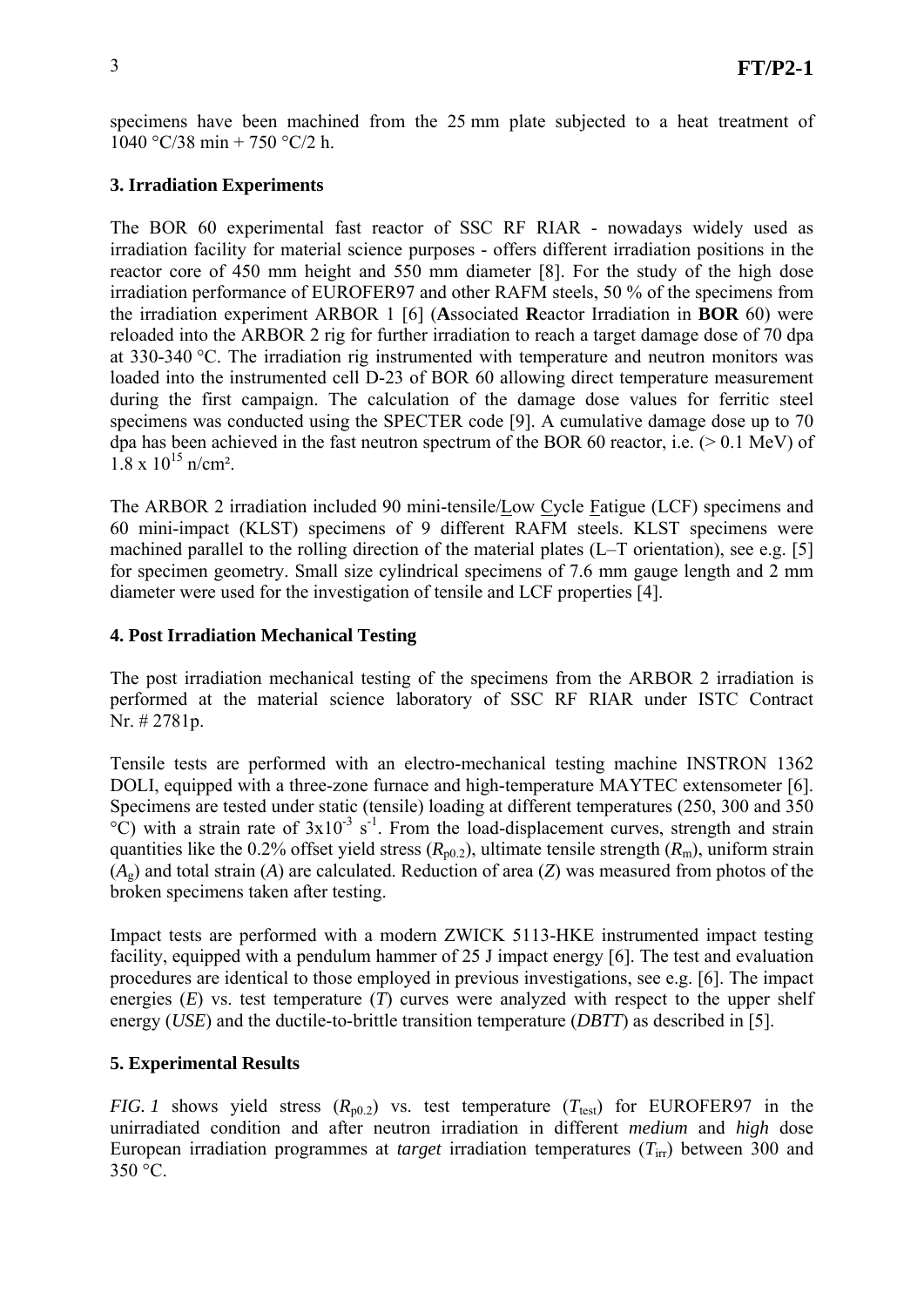specimens have been machined from the 25 mm plate subjected to a heat treatment of 1040 °C/38 min + 750 °C/2 h.

## 3. Irradiation Experiments

The BOR 60 experimental fast reactor of SSC RF RIAR - nowadays widely used as irradiation facility for material science purposes - offers different irradiation positions in the reactor core of 450 mm height and 550 mm diameter [8]. For the study of the high dose irradiation performance of EUROFER97 and other RAFM steels, 50 % of the specimens from the irradiation experiment ARBOR 1 [6] (**A**ssociated **R**eactor Irradiation in **BOR** 60) were reloaded into the ARBOR 2 rig for further irradiation to reach a target damage dose of 70 dpa at 330-340 °C. The irradiation rig instrumented with temperature and neutron monitors was loaded into the instrumented cell D-23 of BOR 60 allowing direct temperature measurement during the first campaign. The calculation of the damage dose values for ferritic steel specimens was conducted using the SPECTER code [9]. A cumulative damage dose up to 70 dpa has been achieved in the fast neutron spectrum of the BOR 60 reactor, i.e. (> 0.1 MeV) of $1.8 \times 10^{15}$ n/cm².

The ARBOR 2 irradiation included 90 mini-tensile/Low Cycle Fatigue (LCF) specimens and 60 mini-impact (KLST) specimens of 9 different RAFM steels. KLST specimens were machined parallel to the rolling direction of the material plates (L–T orientation), see e.g. [5] for specimen geometry. Small size cylindrical specimens of 7.6 mm gauge length and 2 mm diameter were used for the investigation of tensile and LCF properties [4].

## 4. Post Irradiation Mechanical Testing

The post irradiation mechanical testing of the specimens from the ARBOR 2 irradiation is performed at the material science laboratory of SSC RF RIAR under ISTC Contract Nr. # 2781p.

Tensile tests are performed with an electro-mechanical testing machine INSTRON 1362 DOLI, equipped with a three-zone furnace and high-temperature MAYTEC extensometer [6]. Specimens are tested under static (tensile) loading at different temperatures (250, 300 and 350 °C) with a strain rate of $3 \times 10^{-3}$ $s^{-1}$. From the load-displacement curves, strength and strain quantities like the 0.2% offset yield stress ($R_{p0.2}$), ultimate tensile strength ($R_m$), uniform strain ($A_g$) and total strain ($A$) are calculated. Reduction of area ($Z$) was measured from photos of the broken specimens taken after testing.

Impact tests are performed with a modern ZWICK 5113-HKE instrumented impact testing facility, equipped with a pendulum hammer of 25 J impact energy [6]. The test and evaluation procedures are identical to those employed in previous investigations, see e.g. [6]. The impact energies ($E$) vs. test temperature ($T$) curves were analyzed with respect to the upper shelf energy (*USE*) and the ductile-to-brittle transition temperature (*DBTT*) as described in [5].

## 5. Experimental Results

*FIG. 1* shows yield stress ($R_{p0.2}$) vs. test temperature ($T_{test}$) for EUROFER97 in the unirradiated condition and after neutron irradiation in different *medium* and *high* dose European irradiation programmes at *target* irradiation temperatures ($T_{irr}$) between 300 and 350 °C.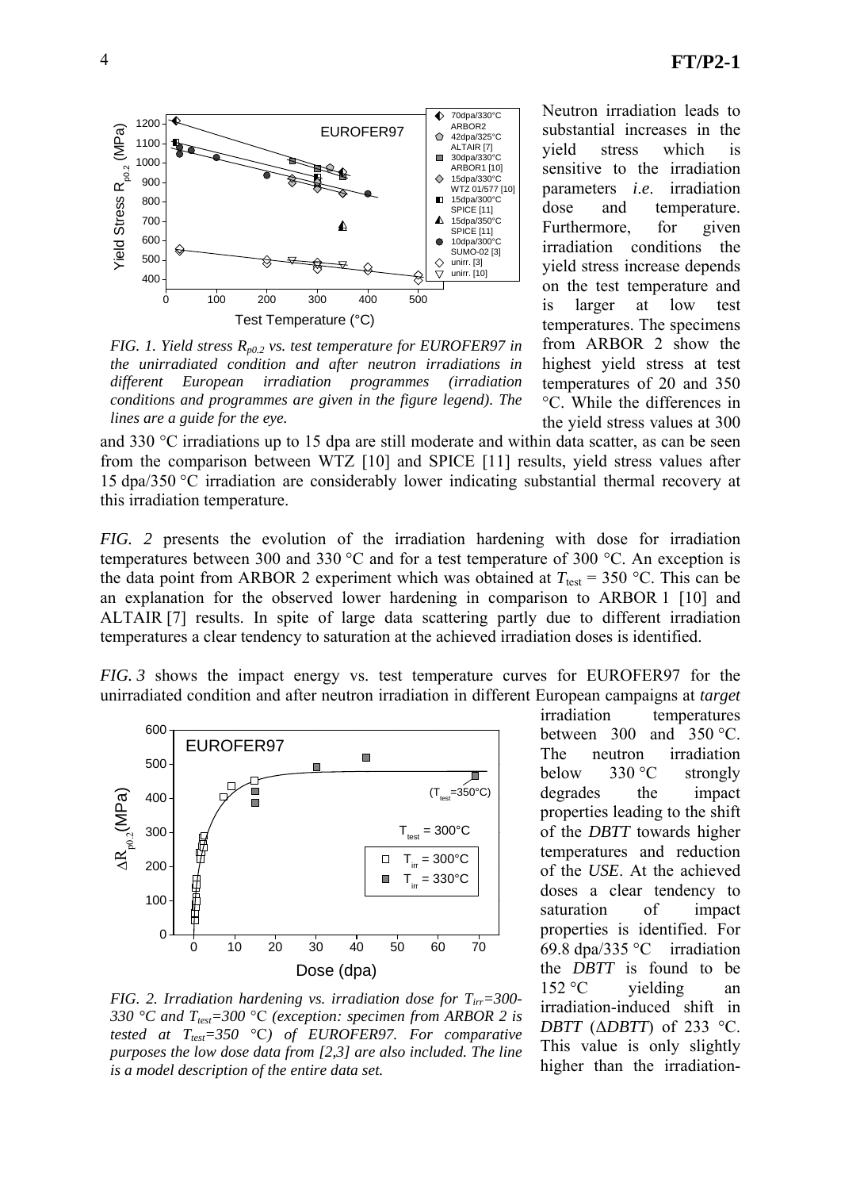*FIG. 1. Yield stress $R_{p0.2}$ vs. test temperature for EUROFER97 in the unirradiated condition and after neutron irradiations in different European irradiation programmes (irradiation conditions and programmes are given in the figure legend). The lines are a guide for the eye.*

Neutron irradiation leads to substantial increases in the yield stress which is sensitive to the irradiation parameters *i.e*. irradiation dose and temperature. Furthermore, for given irradiation conditions the yield stress increase depends on the test temperature and is larger at low test temperatures. The specimens from ARBOR 2 show the highest yield stress at test temperatures of 20 and 350 °C. While the differences in the yield stress values at 300 and 330 °C irradiations up to 15 dpa are still moderate and within data scatter, as can be seen from the comparison between WTZ [10] and SPICE [11] results, yield stress values after 15 dpa/350 °C irradiation are considerably lower indicating substantial thermal recovery at this irradiation temperature.

*FIG. 2* presents the evolution of the irradiation hardening with dose for irradiation temperatures between 300 and 330 °C and for a test temperature of 300 °C. An exception is the data point from ARBOR 2 experiment which was obtained at $T_{test}$ = 350 °C. This can be an explanation for the observed lower hardening in comparison to ARBOR 1 [10] and ALTAIR [7] results. In spite of large data scattering partly due to different irradiation temperatures a clear tendency to saturation at the achieved irradiation doses is identified.

*FIG. 3* shows the impact energy vs. test temperature curves for EUROFER97 for the unirradiated condition and after neutron irradiation in different European campaigns at *target* irradiation temperatures between 300 and 350 °C. The neutron irradiation below 330 °C strongly degrades the impact properties leading to the shift of the *DBTT* towards higher temperatures and reduction of the *USE*. At the achieved doses a clear tendency to saturation of impact properties is identified. For 69.8 dpa/335 °C irradiation the *DBTT* is found to be 152 °C yielding an irradiation-induced shift in *DBTT* ($\Delta DBTT$) of 233 °C. This value is only slightly higher than the irradiation-

*FIG. 2. Irradiation hardening vs. irradiation dose for $T_{irr}$=300-330 °C and $T_{test}$=300 °C (exception: specimen from ARBOR 2 is tested at $T_{test}$=350 °C) of EUROFER97. For comparative purposes the low dose data from [2,3] are also included. The line is a model description of the entire data set.*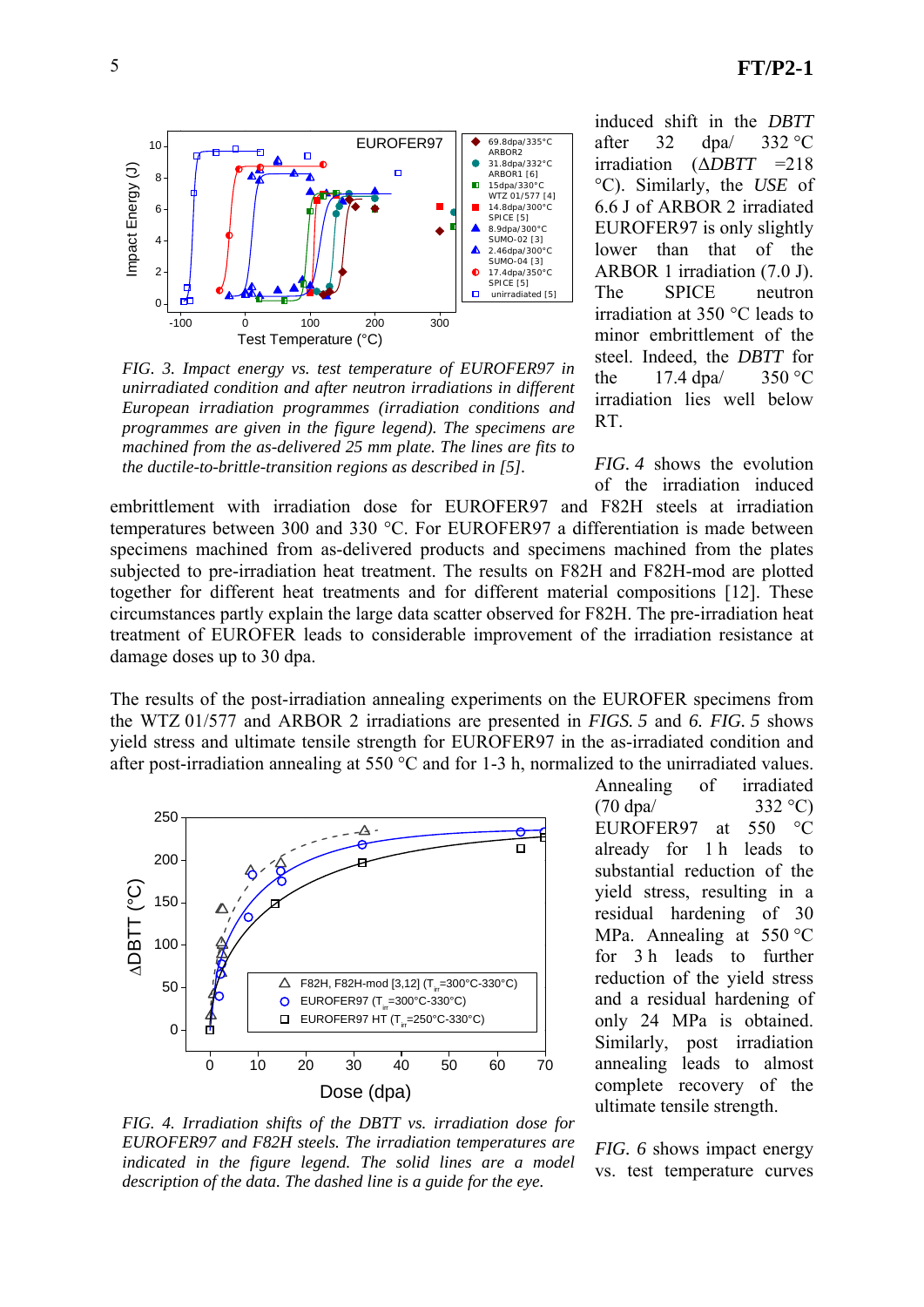FIG. 3. Impact energy vs. test temperature of EUROFER97 in unirradiated condition and after neutron irradiations in different European irradiation programmes (irradiation conditions and programmes are given in the figure legend). The specimens are machined from the as-delivered 25 mm plate. The lines are fits to the ductile-to-brittle-transition regions as described in [5].

induced shift in the *DBTT* after 32 dpa/ 332 °C irradiation (*ΔDBTT* =218 °C). Similarly, the *USE* of 6.6 J of ARBOR 2 irradiated EUROFER97 is only slightly lower than that of the ARBOR 1 irradiation (7.0 J). The SPICE neutron irradiation at 350 °C leads to minor embrittlement of the steel. Indeed, the *DBTT* for the 17.4 dpa/ 350 °C irradiation lies well below RT.

*FIG. 4* shows the evolution of the irradiation induced embrittlement with irradiation dose for EUROFER97 and F82H steels at irradiation temperatures between 300 and 330 °C. For EUROFER97 a differentiation is made between specimens machined from as-delivered products and specimens machined from the plates subjected to pre-irradiation heat treatment. The results on F82H and F82H-mod are plotted together for different heat treatments and for different material compositions [12]. These circumstances partly explain the large data scatter observed for F82H. The pre-irradiation heat treatment of EUROFER leads to considerable improvement of the irradiation resistance at damage doses up to 30 dpa.

The results of the post-irradiation annealing experiments on the EUROFER specimens from the WTZ 01/577 and ARBOR 2 irradiations are presented in *FIGS. 5* and *6*. *FIG. 5* shows yield stress and ultimate tensile strength for EUROFER97 in the as-irradiated condition and after post-irradiation annealing at 550 °C and for 1-3 h, normalized to the unirradiated values.

FIG. 4. Irradiation shifts of the DBTT vs. irradiation dose for EUROFER97 and F82H steels. The irradiation temperatures are indicated in the figure legend. The solid lines are a model description of the data. The dashed line is a guide for the eye.

Annealing of irradiated (70 dpa/ 332 °C) EUROFER97 at 550 °C already for 1 h leads to substantial reduction of the yield stress, resulting in a residual hardening of 30 MPa. Annealing at 550 °C for 3 h leads to further reduction of the yield stress and a residual hardening of only 24 MPa is obtained. Similarly, post irradiation annealing leads to almost complete recovery of the ultimate tensile strength.

*FIG. 6* shows impact energy vs. test temperature curves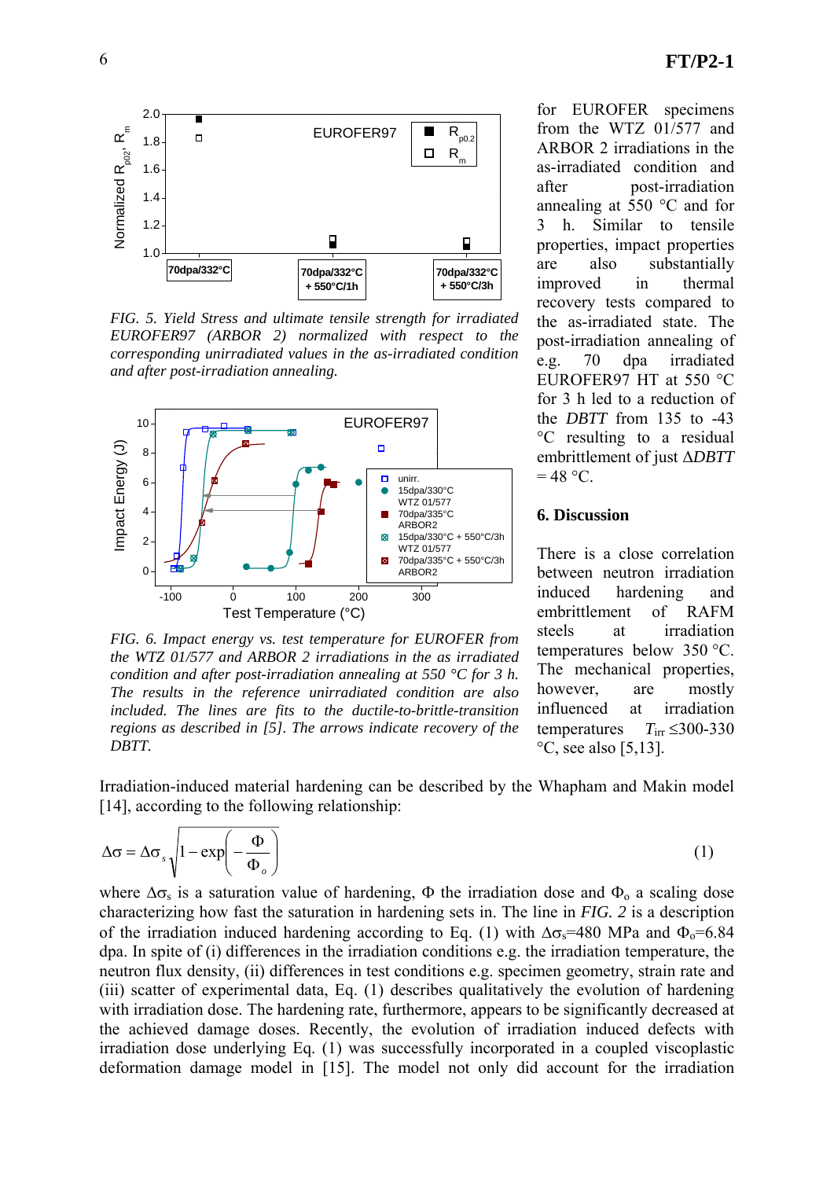FIG. 5. Yield Stress and ultimate tensile strength for irradiated EUROFER97 (ARBOR 2) normalized with respect to the corresponding unirradiated values in the as-irradiated condition and after post-irradiation annealing.

FIG. 6. Impact energy vs. test temperature for EUROFER from the WTZ 01/577 and ARBOR 2 irradiations in the as irradiated condition and after post-irradiation annealing at 550 °C for 3 h. The results in the reference unirradiated condition are also included. The lines are fits to the ductile-to-brittle-transition regions as described in [5]. The arrows indicate recovery of the DBTT.

for EUROFER specimens from the WTZ 01/577 and ARBOR 2 irradiations in the as-irradiated condition and after post-irradiation annealing at 550 °C and for 3 h. Similar to tensile properties, impact properties are also substantially improved in thermal recovery tests compared to the as-irradiated state. The post-irradiation annealing of e.g. 70 dpa irradiated EUROFER97 HT at 550 °C for 3 h led to a reduction of the *DBTT* from 135 to -43 °C resulting to a residual embrittlement of just $\Delta DBTT$ = 48 °C.

## 6. Discussion

There is a close correlation between neutron irradiation induced hardening and embrittlement of RAFM steels at irradiation temperatures below 350 °C. The mechanical properties, however, are mostly influenced at irradiation temperatures $T_{irr} \leq$300-330 °C, see also [5,13].

Irradiation-induced material hardening can be described by the Whapham and Makin model [14], according to the following relationship:

$$\Delta\sigma = \Delta\sigma_s \sqrt{1 - \exp\left(-\frac{\Phi}{\Phi_o}\right)} \qquad (1)$$

where $\Delta\sigma_s$ is a saturation value of hardening, $\Phi$ the irradiation dose and $\Phi_o$ a scaling dose characterizing how fast the saturation in hardening sets in. The line in *FIG. 2* is a description of the irradiation induced hardening according to Eq. (1) with $\Delta\sigma_s$=480 MPa and $\Phi_o$=6.84 dpa. In spite of (i) differences in the irradiation conditions e.g. the irradiation temperature, the neutron flux density, (ii) differences in test conditions e.g. specimen geometry, strain rate and (iii) scatter of experimental data, Eq. (1) describes qualitatively the evolution of hardening with irradiation dose. The hardening rate, furthermore, appears to be significantly decreased at the achieved damage doses. Recently, the evolution of irradiation induced defects with irradiation dose underlying Eq. (1) was successfully incorporated in a coupled viscoplastic deformation damage model in [15]. The model not only did account for the irradiation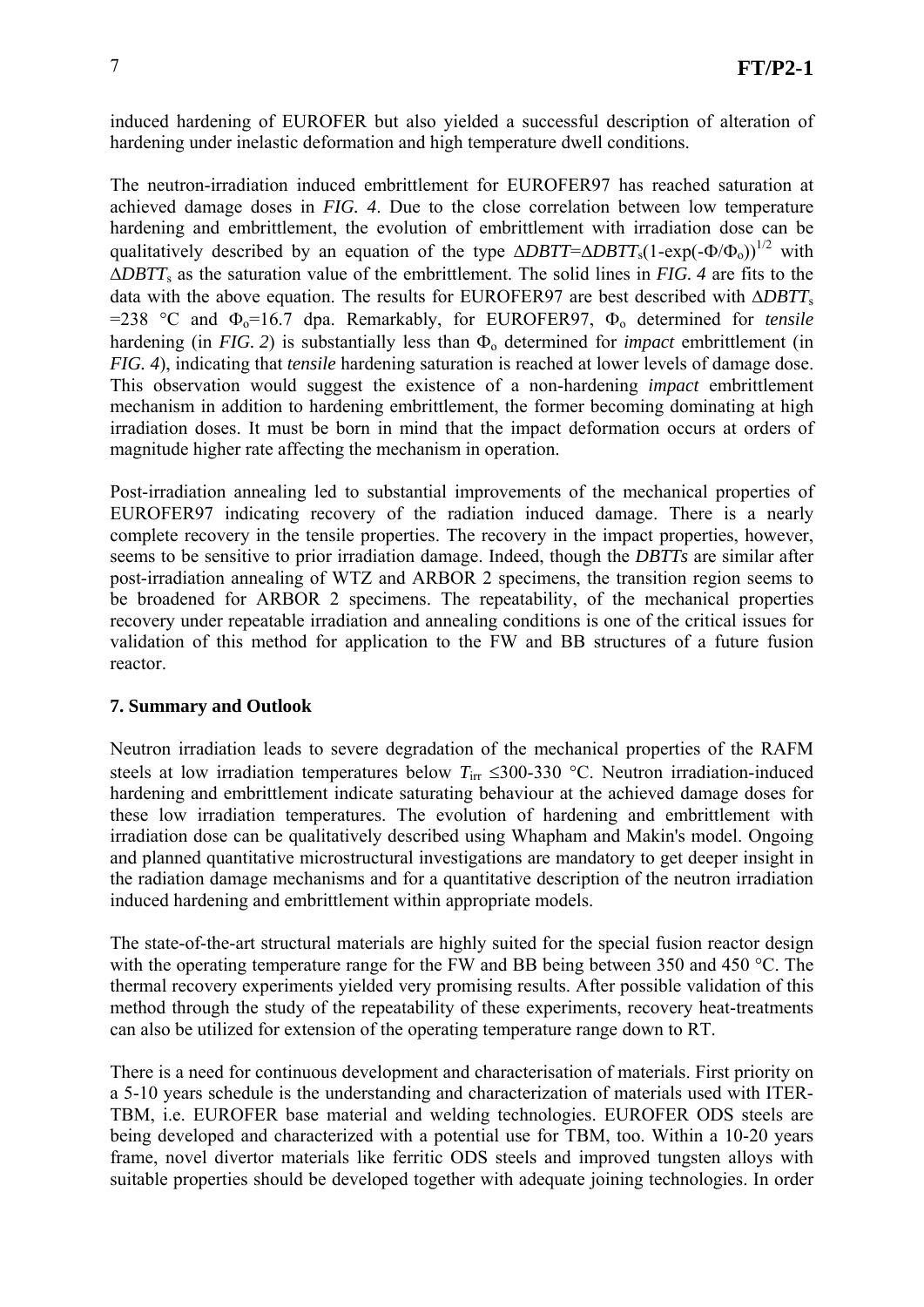induced hardening of EUROFER but also yielded a successful description of alteration of hardening under inelastic deformation and high temperature dwell conditions.

The neutron-irradiation induced embrittlement for EUROFER97 has reached saturation at achieved damage doses in *FIG. 4*. Due to the close correlation between low temperature hardening and embrittlement, the evolution of embrittlement with irradiation dose can be qualitatively described by an equation of the type $\Delta DBTT = \Delta DBTT_s(1-\exp(-\Phi/\Phi_o))^{1/2}$ with $\Delta DBTT_s$ as the saturation value of the embrittlement. The solid lines in *FIG. 4* are fits to the data with the above equation. The results for EUROFER97 are best described with $\Delta DBTT_s$ =238 °C and $\Phi_o$=16.7 dpa. Remarkably, for EUROFER97, $\Phi_o$ determined for *tensile* hardening (in *FIG. 2*) is substantially less than $\Phi_o$ determined for *impact* embrittlement (in *FIG. 4*), indicating that *tensile* hardening saturation is reached at lower levels of damage dose. This observation would suggest the existence of a non-hardening *impact* embrittlement mechanism in addition to hardening embrittlement, the former becoming dominating at high irradiation doses. It must be born in mind that the impact deformation occurs at orders of magnitude higher rate affecting the mechanism in operation.

Post-irradiation annealing led to substantial improvements of the mechanical properties of EUROFER97 indicating recovery of the radiation induced damage. There is a nearly complete recovery in the tensile properties. The recovery in the impact properties, however, seems to be sensitive to prior irradiation damage. Indeed, though the *DBTTs* are similar after post-irradiation annealing of WTZ and ARBOR 2 specimens, the transition region seems to be broadened for ARBOR 2 specimens. The repeatability, of the mechanical properties recovery under repeatable irradiation and annealing conditions is one of the critical issues for validation of this method for application to the FW and BB structures of a future fusion reactor.

## 7. Summary and Outlook

Neutron irradiation leads to severe degradation of the mechanical properties of the RAFM steels at low irradiation temperatures below $T_{irr} \leq$300-330 °C. Neutron irradiation-induced hardening and embrittlement indicate saturating behaviour at the achieved damage doses for these low irradiation temperatures. The evolution of hardening and embrittlement with irradiation dose can be qualitatively described using Whapham and Makin's model. Ongoing and planned quantitative microstructural investigations are mandatory to get deeper insight in the radiation damage mechanisms and for a quantitative description of the neutron irradiation induced hardening and embrittlement within appropriate models.

The state-of-the-art structural materials are highly suited for the special fusion reactor design with the operating temperature range for the FW and BB being between 350 and 450 °C. The thermal recovery experiments yielded very promising results. After possible validation of this method through the study of the repeatability of these experiments, recovery heat-treatments can also be utilized for extension of the operating temperature range down to RT.

There is a need for continuous development and characterisation of materials. First priority on a 5-10 years schedule is the understanding and characterization of materials used with ITER-TBM, i.e. EUROFER base material and welding technologies. EUROFER ODS steels are being developed and characterized with a potential use for TBM, too. Within a 10-20 years frame, novel divertor materials like ferritic ODS steels and improved tungsten alloys with suitable properties should be developed together with adequate joining technologies. In order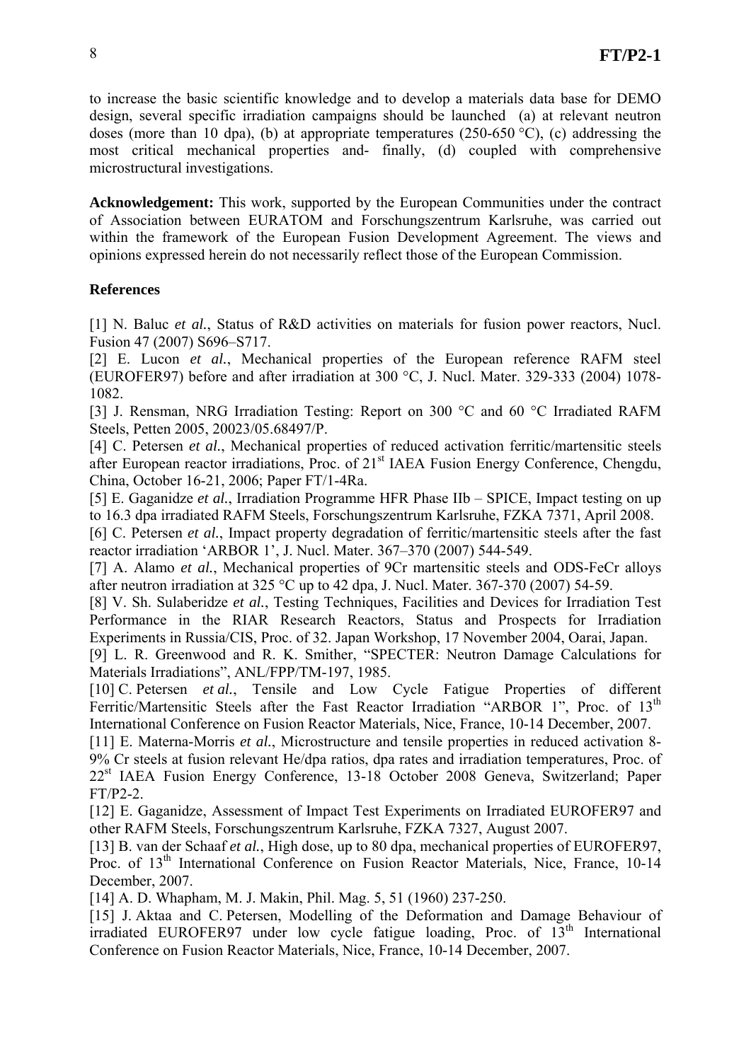to increase the basic scientific knowledge and to develop a materials data base for DEMO design, several specific irradiation campaigns should be launched (a) at relevant neutron doses (more than 10 dpa), (b) at appropriate temperatures (250-650 °C), (c) addressing the most critical mechanical properties and- finally, (d) coupled with comprehensive microstructural investigations.

**Acknowledgement:** This work, supported by the European Communities under the contract of Association between EURATOM and Forschungszentrum Karlsruhe, was carried out within the framework of the European Fusion Development Agreement. The views and opinions expressed herein do not necessarily reflect those of the European Commission.

## References

[1] N. Baluc *et al.*, Status of R&D activities on materials for fusion power reactors, Nucl. Fusion 47 (2007) S696–S717.

[2] E. Lucon *et al.*, Mechanical properties of the European reference RAFM steel (EUROFER97) before and after irradiation at 300 °C, J. Nucl. Mater. 329-333 (2004) 1078-1082.

[3] J. Rensman, NRG Irradiation Testing: Report on 300 °C and 60 °C Irradiated RAFM Steels, Petten 2005, 20023/05.68497/P.

[4] C. Petersen *et al.*, Mechanical properties of reduced activation ferritic/martensitic steels after European reactor irradiations, Proc. of 21st IAEA Fusion Energy Conference, Chengdu, China, October 16-21, 2006; Paper FT/1-4Ra.

[5] E. Gaganidze *et al.*, Irradiation Programme HFR Phase IIb – SPICE, Impact testing on up to 16.3 dpa irradiated RAFM Steels, Forschungszentrum Karlsruhe, FZKA 7371, April 2008.

[6] C. Petersen *et al.*, Impact property degradation of ferritic/martensitic steels after the fast reactor irradiation 'ARBOR 1', J. Nucl. Mater. 367–370 (2007) 544-549.

[7] A. Alamo *et al.*, Mechanical properties of 9Cr martensitic steels and ODS-FeCr alloys after neutron irradiation at 325 °C up to 42 dpa, J. Nucl. Mater. 367-370 (2007) 54-59.

[8] V. Sh. Sulaberidze *et al.*, Testing Techniques, Facilities and Devices for Irradiation Test Performance in the RIAR Research Reactors, Status and Prospects for Irradiation Experiments in Russia/CIS, Proc. of 32. Japan Workshop, 17 November 2004, Oarai, Japan.

[9] L. R. Greenwood and R. K. Smither, "SPECTER: Neutron Damage Calculations for Materials Irradiations", ANL/FPP/TM-197, 1985.

[10] C. Petersen *et al.*, Tensile and Low Cycle Fatigue Properties of different Ferritic/Martensitic Steels after the Fast Reactor Irradiation "ARBOR 1", Proc. of 13th International Conference on Fusion Reactor Materials, Nice, France, 10-14 December, 2007.

[11] E. Materna-Morris *et al.*, Microstructure and tensile properties in reduced activation 8-9% Cr steels at fusion relevant He/dpa ratios, dpa rates and irradiation temperatures, Proc. of 22st IAEA Fusion Energy Conference, 13-18 October 2008 Geneva, Switzerland; Paper FT/P2-2.

[12] E. Gaganidze, Assessment of Impact Test Experiments on Irradiated EUROFER97 and other RAFM Steels, Forschungszentrum Karlsruhe, FZKA 7327, August 2007.

[13] B. van der Schaaf *et al.*, High dose, up to 80 dpa, mechanical properties of EUROFER97, Proc. of 13th International Conference on Fusion Reactor Materials, Nice, France, 10-14 December, 2007.

[14] A. D. Whapham, M. J. Makin, Phil. Mag. 5, 51 (1960) 237-250.

[15] J. Aktaa and C. Petersen, Modelling of the Deformation and Damage Behaviour of irradiated EUROFER97 under low cycle fatigue loading, Proc. of 13th International Conference on Fusion Reactor Materials, Nice, France, 10-14 December, 2007.